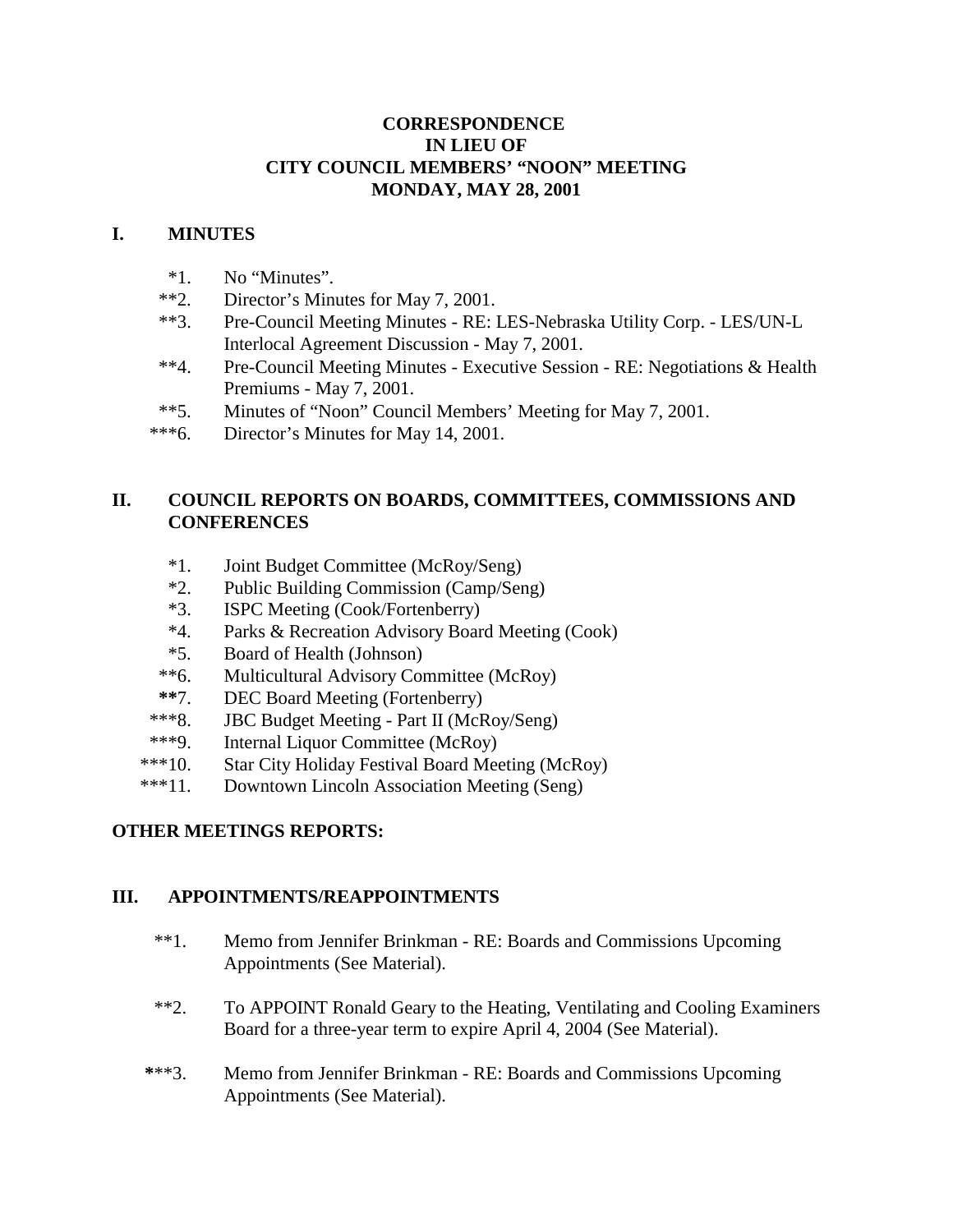**CORRESPONDENCE**
**IN LIEU OF**
**CITY COUNCIL MEMBERS' "NOON" MEETING**
**MONDAY, MAY 28, 2001**

## I. MINUTES

*1. No "Minutes".
**2. Director's Minutes for May 7, 2001.
**3. Pre-Council Meeting Minutes - RE: LES-Nebraska Utility Corp. - LES/UN-L Interlocal Agreement Discussion - May 7, 2001.
**4. Pre-Council Meeting Minutes - Executive Session - RE: Negotiations & Health Premiums - May 7, 2001.
**5. Minutes of "Noon" Council Members' Meeting for May 7, 2001.
***6. Director's Minutes for May 14, 2001.

## II. COUNCIL REPORTS ON BOARDS, COMMITTEES, COMMISSIONS AND CONFERENCES

*1. Joint Budget Committee (McRoy/Seng)
*2. Public Building Commission (Camp/Seng)
*3. ISPC Meeting (Cook/Fortenberry)
*4. Parks & Recreation Advisory Board Meeting (Cook)
*5. Board of Health (Johnson)
**6. Multicultural Advisory Committee (McRoy)
**7. DEC Board Meeting (Fortenberry)
***8. JBC Budget Meeting - Part II (McRoy/Seng)
***9. Internal Liquor Committee (McRoy)
***10. Star City Holiday Festival Board Meeting (McRoy)
***11. Downtown Lincoln Association Meeting (Seng)

**OTHER MEETINGS REPORTS:**

## III. APPOINTMENTS/REAPPOINTMENTS

**1. Memo from Jennifer Brinkman - RE: Boards and Commissions Upcoming Appointments (See Material).

**2. To APPOINT Ronald Geary to the Heating, Ventilating and Cooling Examiners Board for a three-year term to expire April 4, 2004 (See Material).

***3. Memo from Jennifer Brinkman - RE: Boards and Commissions Upcoming Appointments (See Material).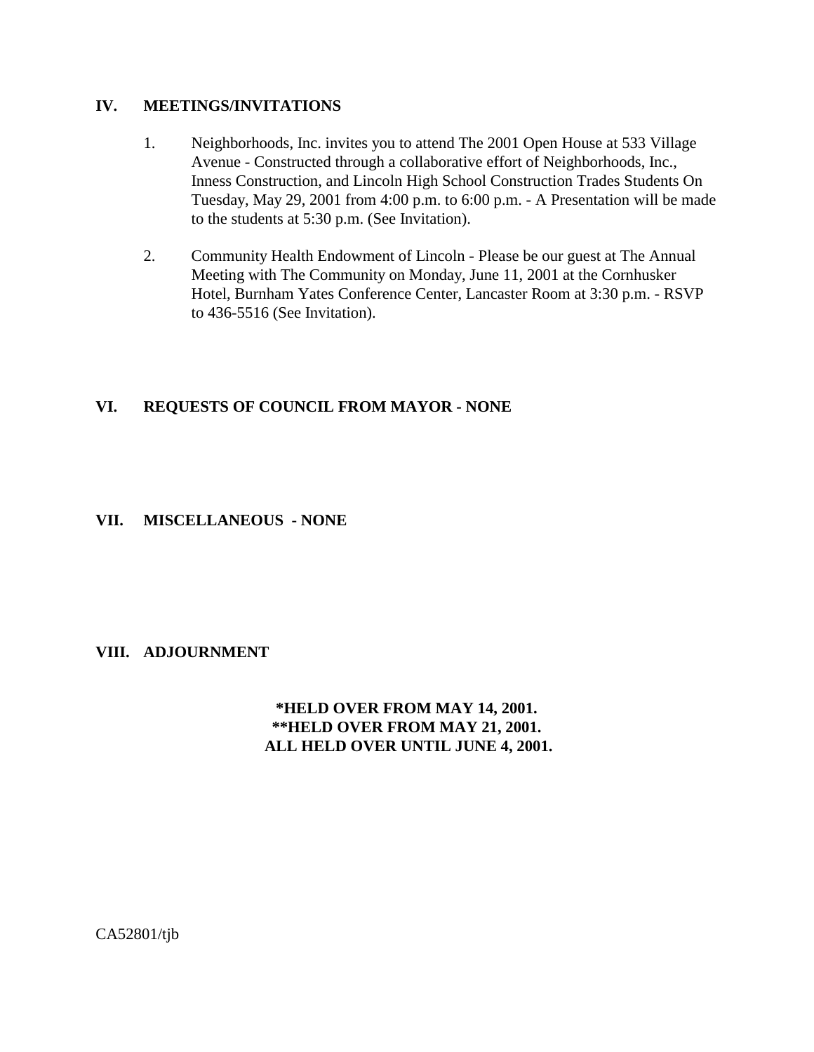## IV. MEETINGS/INVITATIONS

1. Neighborhoods, Inc. invites you to attend The 2001 Open House at 533 Village Avenue - Constructed through a collaborative effort of Neighborhoods, Inc., Inness Construction, and Lincoln High School Construction Trades Students On Tuesday, May 29, 2001 from 4:00 p.m. to 6:00 p.m. - A Presentation will be made to the students at 5:30 p.m. (See Invitation).

2. Community Health Endowment of Lincoln - Please be our guest at The Annual Meeting with The Community on Monday, June 11, 2001 at the Cornhusker Hotel, Burnham Yates Conference Center, Lancaster Room at 3:30 p.m. - RSVP to 436-5516 (See Invitation).

## VI. REQUESTS OF COUNCIL FROM MAYOR - NONE

## VII. MISCELLANEOUS - NONE

## VIII. ADJOURNMENT

**\*HELD OVER FROM MAY 14, 2001.**
**\*\*HELD OVER FROM MAY 21, 2001.**
**ALL HELD OVER UNTIL JUNE 4, 2001.**

CA52801/tjb